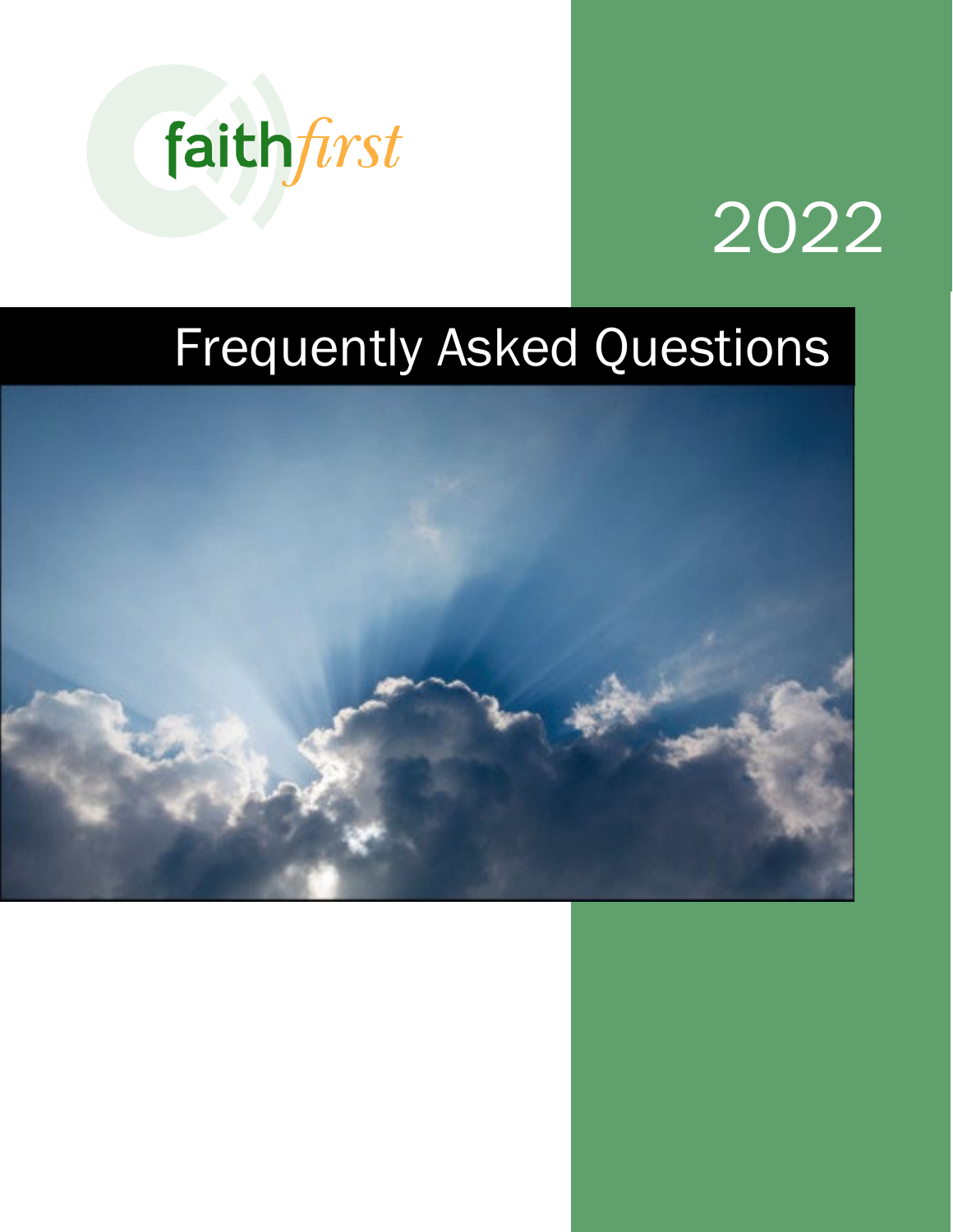faithfirst

2022

# Frequently Asked Questions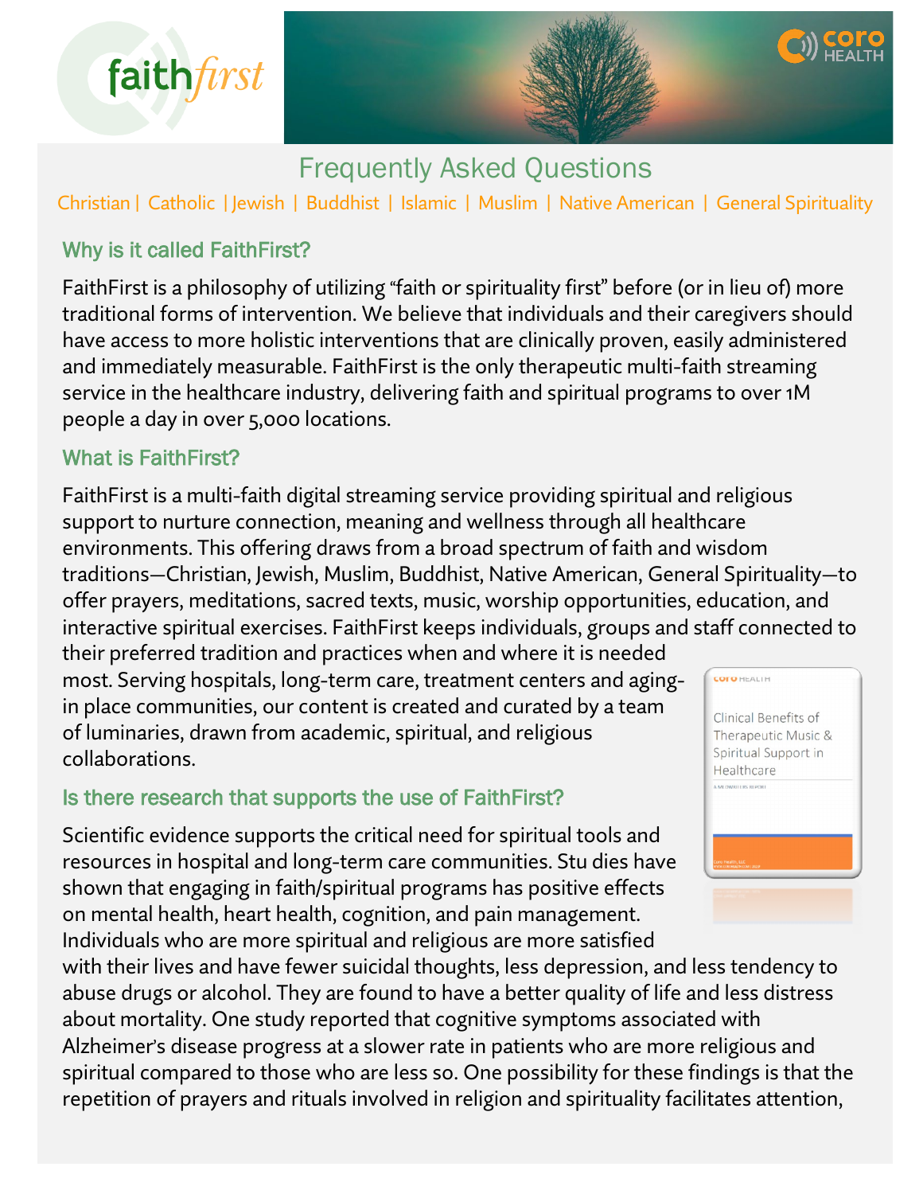# Frequently Asked Questions

Christian | Catholic | Jewish | Buddhist | Islamic | Muslim | Native American | General Spirituality

## Why is it called FaithFirst?

FaithFirst is a philosophy of utilizing "faith or spirituality first" before (or in lieu of) more traditional forms of intervention. We believe that individuals and their caregivers should have access to more holistic interventions that are clinically proven, easily administered and immediately measurable. FaithFirst is the only therapeutic multi-faith streaming service in the healthcare industry, delivering faith and spiritual programs to over 1M people a day in over 5,000 locations.

## What is FaithFirst?

FaithFirst is a multi-faith digital streaming service providing spiritual and religious support to nurture connection, meaning and wellness through all healthcare environments. This offering draws from a broad spectrum of faith and wisdom traditions—Christian, Jewish, Muslim, Buddhist, Native American, General Spirituality—to offer prayers, meditations, sacred texts, music, worship opportunities, education, and interactive spiritual exercises. FaithFirst keeps individuals, groups and staff connected to their preferred tradition and practices when and where it is needed most. Serving hospitals, long-term care, treatment centers and aging-in place communities, our content is created and curated by a team of luminaries, drawn from academic, spiritual, and religious collaborations.

## Is there research that supports the use of FaithFirst?

Scientific evidence supports the critical need for spiritual tools and resources in hospital and long-term care communities. Stu dies have shown that engaging in faith/spiritual programs has positive effects on mental health, heart health, cognition, and pain management. Individuals who are more spiritual and religious are more satisfied with their lives and have fewer suicidal thoughts, less depression, and less tendency to abuse drugs or alcohol. They are found to have a better quality of life and less distress about mortality. One study reported that cognitive symptoms associated with Alzheimer's disease progress at a slower rate in patients who are more religious and spiritual compared to those who are less so. One possibility for these findings is that the repetition of prayers and rituals involved in religion and spirituality facilitates attention,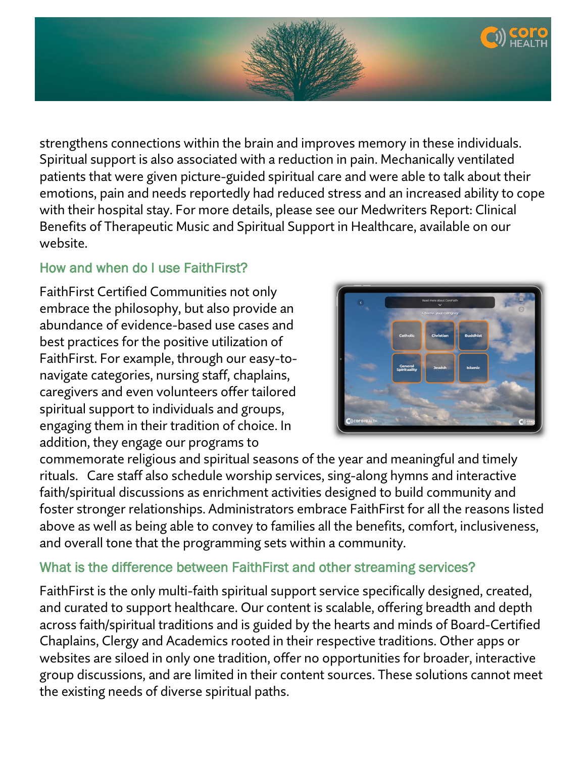strengthens connections within the brain and improves memory in these individuals. Spiritual support is also associated with a reduction in pain. Mechanically ventilated patients that were given picture-guided spiritual care and were able to talk about their emotions, pain and needs reportedly had reduced stress and an increased ability to cope with their hospital stay. For more details, please see our Medwriters Report: Clinical Benefits of Therapeutic Music and Spiritual Support in Healthcare, available on our website.

## How and when do I use FaithFirst?

FaithFirst Certified Communities not only embrace the philosophy, but also provide an abundance of evidence-based use cases and best practices for the positive utilization of FaithFirst. For example, through our easy-to-navigate categories, nursing staff, chaplains, caregivers and even volunteers offer tailored spiritual support to individuals and groups, engaging them in their tradition of choice. In addition, they engage our programs to commemorate religious and spiritual seasons of the year and meaningful and timely rituals. Care staff also schedule worship services, sing-along hymns and interactive faith/spiritual discussions as enrichment activities designed to build community and foster stronger relationships. Administrators embrace FaithFirst for all the reasons listed above as well as being able to convey to families all the benefits, comfort, inclusiveness, and overall tone that the programming sets within a community.

## What is the difference between FaithFirst and other streaming services?

FaithFirst is the only multi-faith spiritual support service specifically designed, created, and curated to support healthcare. Our content is scalable, offering breadth and depth across faith/spiritual traditions and is guided by the hearts and minds of Board-Certified Chaplains, Clergy and Academics rooted in their respective traditions. Other apps or websites are siloed in only one tradition, offer no opportunities for broader, interactive group discussions, and are limited in their content sources. These solutions cannot meet the existing needs of diverse spiritual paths.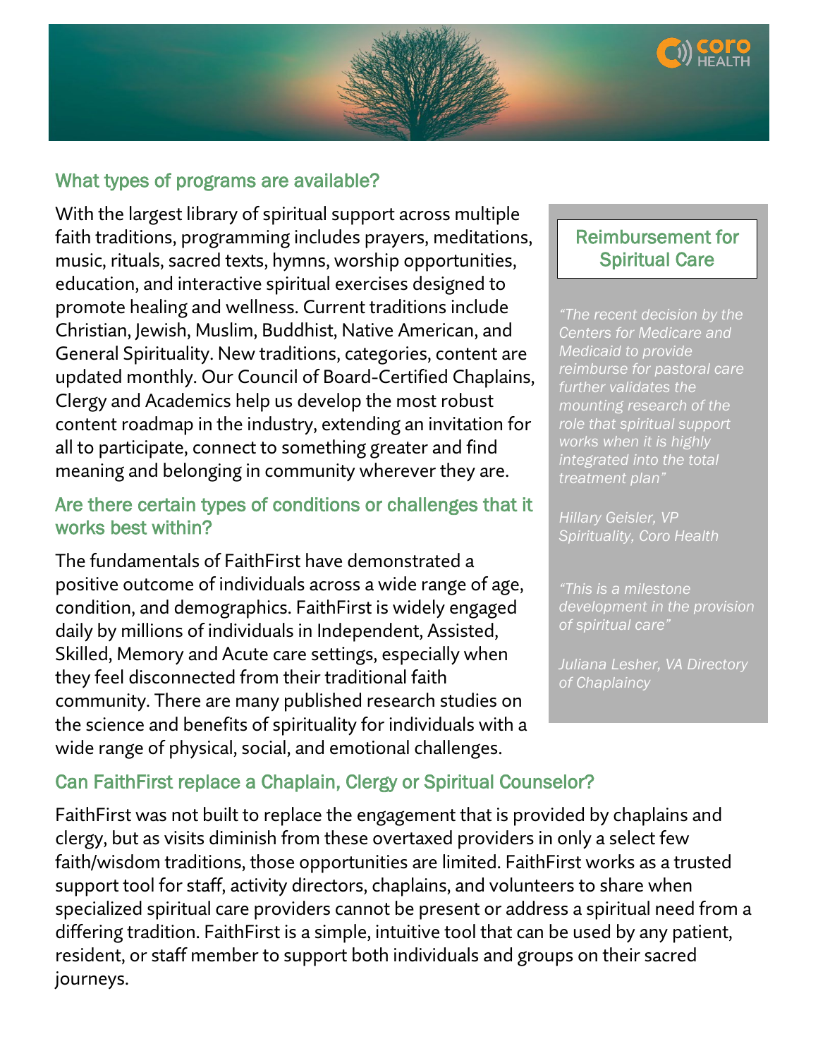## What types of programs are available?

With the largest library of spiritual support across multiple faith traditions, programming includes prayers, meditations, music, rituals, sacred texts, hymns, worship opportunities, education, and interactive spiritual exercises designed to promote healing and wellness. Current traditions include Christian, Jewish, Muslim, Buddhist, Native American, and General Spirituality. New traditions, categories, content are updated monthly. Our Council of Board-Certified Chaplains, Clergy and Academics help us develop the most robust content roadmap in the industry, extending an invitation for all to participate, connect to something greater and find meaning and belonging in community wherever they are.

## Are there certain types of conditions or challenges that it works best within?

The fundamentals of FaithFirst have demonstrated a positive outcome of individuals across a wide range of age, condition, and demographics. FaithFirst is widely engaged daily by millions of individuals in Independent, Assisted, Skilled, Memory and Acute care settings, especially when they feel disconnected from their traditional faith community. There are many published research studies on the science and benefits of spirituality for individuals with a wide range of physical, social, and emotional challenges.

### Reimbursement for Spiritual Care

*"The recent decision by the Centers for Medicare and Medicaid to provide reimburse for pastoral care further validates the mounting research of the role that spiritual support works when it is highly integrated into the total treatment plan"*

*Hillary Geisler, VP Spirituality, Coro Health*

*"This is a milestone development in the provision of spiritual care"*

*Juliana Lesher, VA Directory of Chaplaincy*

## Can FaithFirst replace a Chaplain, Clergy or Spiritual Counselor?

FaithFirst was not built to replace the engagement that is provided by chaplains and clergy, but as visits diminish from these overtaxed providers in only a select few faith/wisdom traditions, those opportunities are limited. FaithFirst works as a trusted support tool for staff, activity directors, chaplains, and volunteers to share when specialized spiritual care providers cannot be present or address a spiritual need from a differing tradition. FaithFirst is a simple, intuitive tool that can be used by any patient, resident, or staff member to support both individuals and groups on their sacred journeys.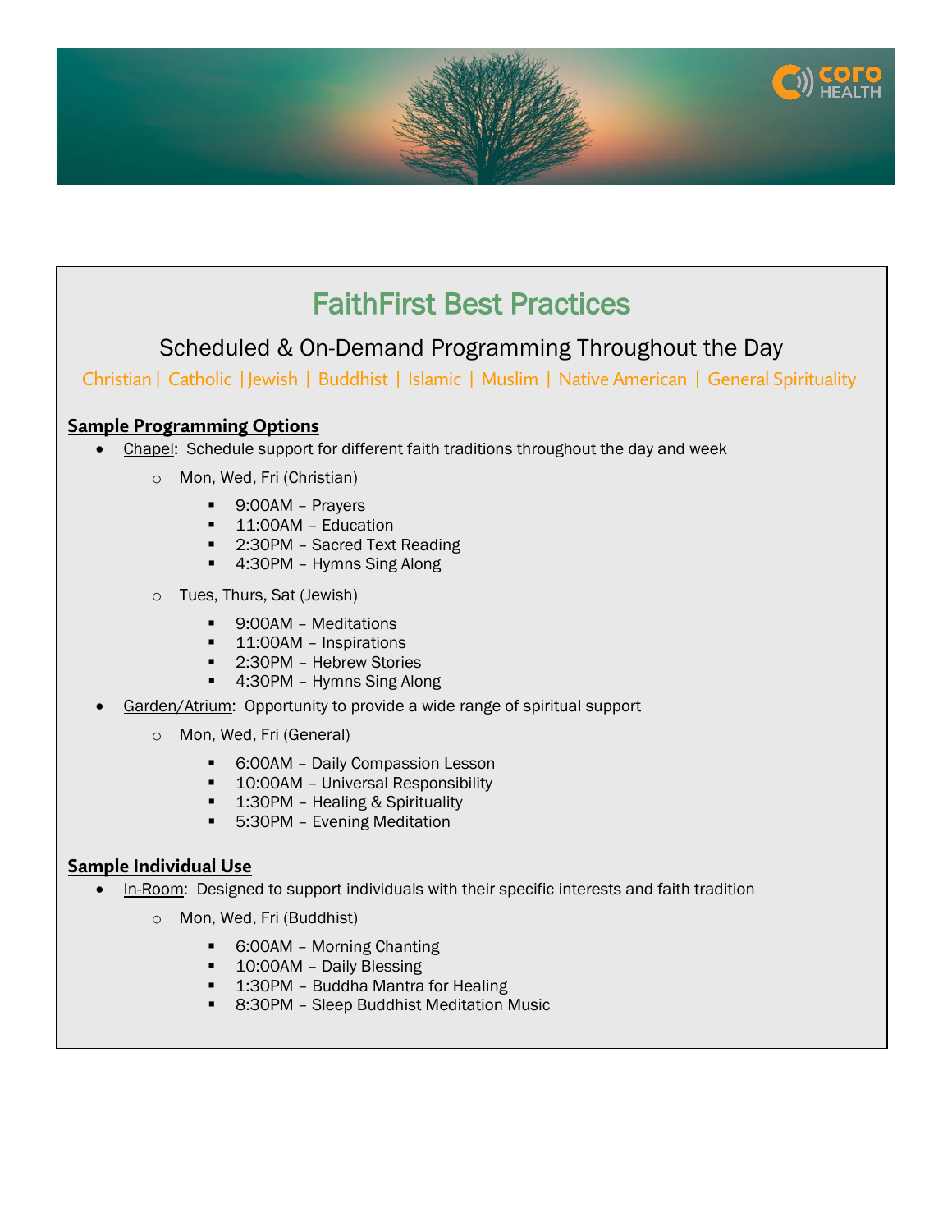# FaithFirst Best Practices

## Scheduled & On-Demand Programming Throughout the Day

Christian | Catholic | Jewish | Buddhist | Islamic | Muslim | Native American | General Spirituality

**Sample Programming Options**

- Chapel: Schedule support for different faith traditions throughout the day and week
  - Mon, Wed, Fri (Christian)
    - 9:00AM – Prayers
    - 11:00AM – Education
    - 2:30PM – Sacred Text Reading
    - 4:30PM – Hymns Sing Along
  - Tues, Thurs, Sat (Jewish)
    - 9:00AM – Meditations
    - 11:00AM – Inspirations
    - 2:30PM – Hebrew Stories
    - 4:30PM – Hymns Sing Along
- Garden/Atrium: Opportunity to provide a wide range of spiritual support
  - Mon, Wed, Fri (General)
    - 6:00AM – Daily Compassion Lesson
    - 10:00AM – Universal Responsibility
    - 1:30PM – Healing & Spirituality
    - 5:30PM – Evening Meditation

**Sample Individual Use**

- In-Room: Designed to support individuals with their specific interests and faith tradition
  - Mon, Wed, Fri (Buddhist)
    - 6:00AM – Morning Chanting
    - 10:00AM – Daily Blessing
    - 1:30PM – Buddha Mantra for Healing
    - 8:30PM – Sleep Buddhist Meditation Music